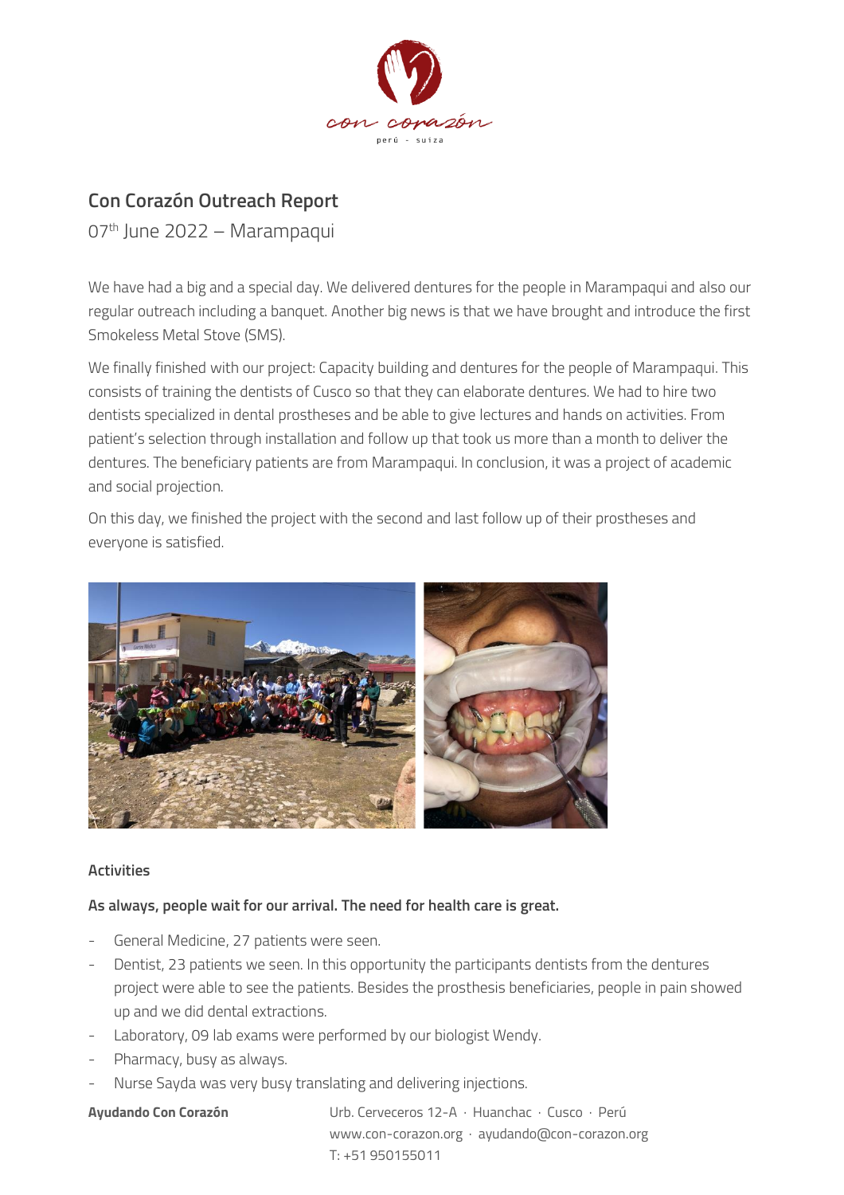# Con Corazón Outreach Report

07th June 2022 – Marampaqui

We have had a big and a special day. We delivered dentures for the people in Marampaqui and also our regular outreach including a banquet. Another big news is that we have brought and introduce the first Smokeless Metal Stove (SMS).

We finally finished with our project: Capacity building and dentures for the people of Marampaqui. This consists of training the dentists of Cusco so that they can elaborate dentures. We had to hire two dentists specialized in dental prostheses and be able to give lectures and hands on activities. From patient's selection through installation and follow up that took us more than a month to deliver the dentures. The beneficiary patients are from Marampaqui. In conclusion, it was a project of academic and social projection.

On this day, we finished the project with the second and last follow up of their prostheses and everyone is satisfied.

### Activities

**As always, people wait for our arrival. The need for health care is great.**

- General Medicine, 27 patients were seen.
- Dentist, 23 patients we seen. In this opportunity the participants dentists from the dentures project were able to see the patients. Besides the prosthesis beneficiaries, people in pain showed up and we did dental extractions.
- Laboratory, 09 lab exams were performed by our biologist Wendy.
- Pharmacy, busy as always.
- Nurse Sayda was very busy translating and delivering injections.

**Ayudando Con Corazón** Urb. Cerveceros 12-A · Huanchac · Cusco · Perú
www.con-corazon.org · ayudando@con-corazon.org
T: +51 950155011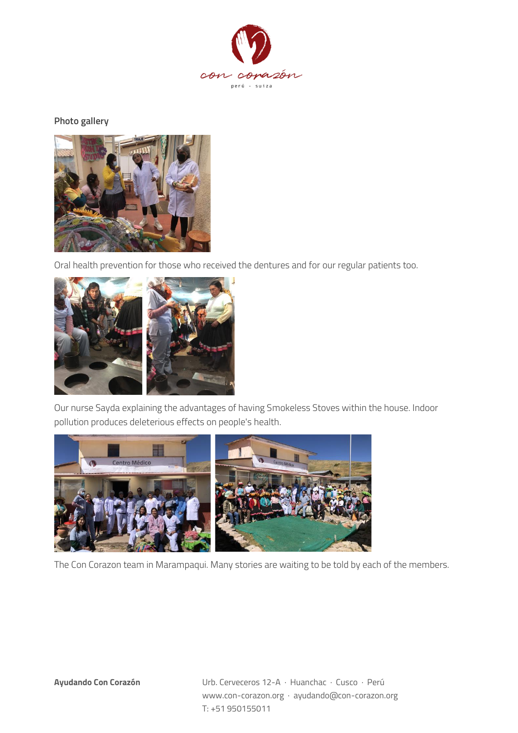## Photo gallery

Oral health prevention for those who received the dentures and for our regular patients too.

Our nurse Sayda explaining the advantages of having Smokeless Stoves within the house. Indoor pollution produces deleterious effects on people's health.

The Con Corazon team in Marampaqui. Many stories are waiting to be told by each of the members.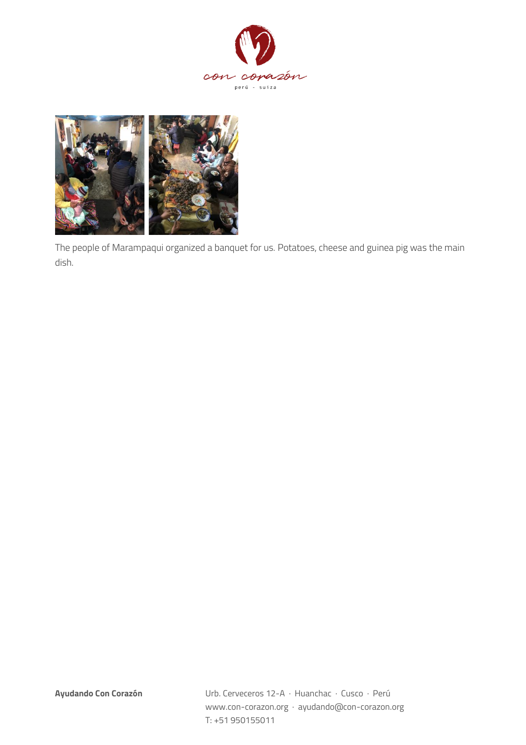The people of Marampaqui organized a banquet for us. Potatoes, cheese and guinea pig was the main dish.